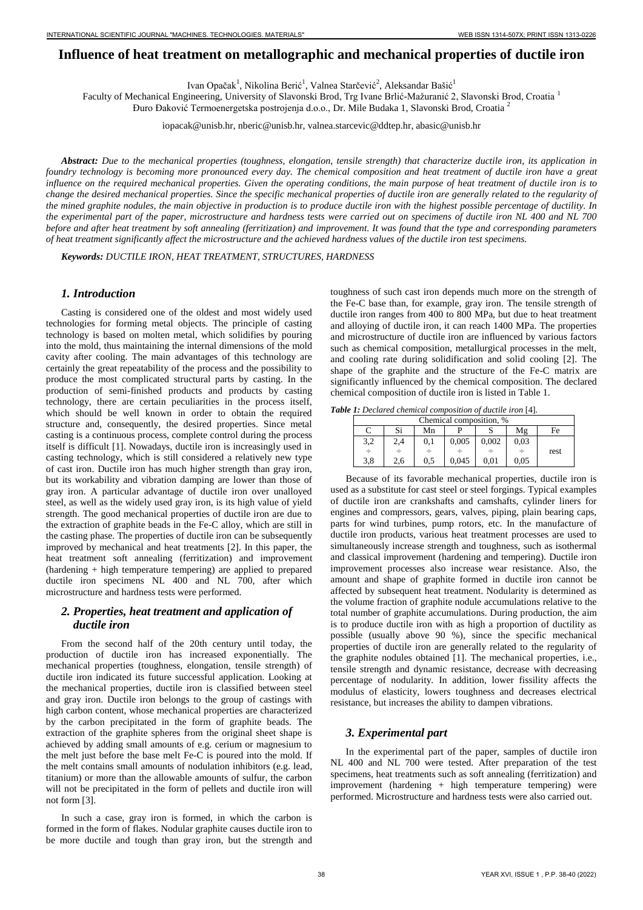# Influence of heat treatment on metallographic and mechanical properties of ductile iron

Ivan Opačak[1], Nikolina Berić[1], Valnea Starčević[2], Aleksandar Bašić[1]

Faculty of Mechanical Engineering, University of Slavonski Brod, Trg Ivane Brlić-Mažuranić 2, Slavonski Brod, Croatia [1]

Đuro Đaković Termoenergetska postrojenja d.o.o., Dr. Mile Budaka 1, Slavonski Brod, Croatia [2]

iopacak@unisb.hr, nberic@unisb.hr, valnea.starcevic@ddtep.hr, abasic@unisb.hr

***Abstract:*** *Due to the mechanical properties (toughness, elongation, tensile strength) that characterize ductile iron, its application in foundry technology is becoming more pronounced every day. The chemical composition and heat treatment of ductile iron have a great influence on the required mechanical properties. Given the operating conditions, the main purpose of heat treatment of ductile iron is to change the desired mechanical properties. Since the specific mechanical properties of ductile iron are generally related to the regularity of the mined graphite nodules, the main objective in production is to produce ductile iron with the highest possible percentage of ductility. In the experimental part of the paper, microstructure and hardness tests were carried out on specimens of ductile iron NL 400 and NL 700 before and after heat treatment by soft annealing (ferritization) and improvement. It was found that the type and corresponding parameters of heat treatment significantly affect the microstructure and the achieved hardness values of the ductile iron test specimens.*

***Keywords:*** *DUCTILE IRON, HEAT TREATMENT, STRUCTURES, HARDNESS*

## *1. Introduction*

Casting is considered one of the oldest and most widely used technologies for forming metal objects. The principle of casting technology is based on molten metal, which solidifies by pouring into the mold, thus maintaining the internal dimensions of the mold cavity after cooling. The main advantages of this technology are certainly the great repeatability of the process and the possibility to produce the most complicated structural parts by casting. In the production of semi-finished products and products by casting technology, there are certain peculiarities in the process itself, which should be well known in order to obtain the required structure and, consequently, the desired properties. Since metal casting is a continuous process, complete control during the process itself is difficult [1]. Nowadays, ductile iron is increasingly used in casting technology, which is still considered a relatively new type of cast iron. Ductile iron has much higher strength than gray iron, but its workability and vibration damping are lower than those of gray iron. A particular advantage of ductile iron over unalloyed steel, as well as the widely used gray iron, is its high value of yield strength. The good mechanical properties of ductile iron are due to the extraction of graphite beads in the Fe-C alloy, which are still in the casting phase. The properties of ductile iron can be subsequently improved by mechanical and heat treatments [2]. In this paper, the heat treatment soft annealing (ferritization) and improvement (hardening + high temperature tempering) are applied to prepared ductile iron specimens NL 400 and NL 700, after which microstructure and hardness tests were performed.

## *2. Properties, heat treatment and application of ductile iron*

From the second half of the 20th century until today, the production of ductile iron has increased exponentially. The mechanical properties (toughness, elongation, tensile strength) of ductile iron indicated its future successful application. Looking at the mechanical properties, ductile iron is classified between steel and gray iron. Ductile iron belongs to the group of castings with high carbon content, whose mechanical properties are characterized by the carbon precipitated in the form of graphite beads. The extraction of the graphite spheres from the original sheet shape is achieved by adding small amounts of e.g. cerium or magnesium to the melt just before the base melt Fe-C is poured into the mold. If the melt contains small amounts of nodulation inhibitors (e.g. lead, titanium) or more than the allowable amounts of sulfur, the carbon will not be precipitated in the form of pellets and ductile iron will not form [3].

In such a case, gray iron is formed, in which the carbon is formed in the form of flakes. Nodular graphite causes ductile iron to be more ductile and tough than gray iron, but the strength and toughness of such cast iron depends much more on the strength of the Fe-C base than, for example, gray iron. The tensile strength of ductile iron ranges from 400 to 800 MPa, but due to heat treatment and alloying of ductile iron, it can reach 1400 MPa. The properties and microstructure of ductile iron are influenced by various factors such as chemical composition, metallurgical processes in the melt, and cooling rate during solidification and solid cooling [2]. The shape of the graphite and the structure of the Fe-C matrix are significantly influenced by the chemical composition. The declared chemical composition of ductile iron is listed in Table 1.

***Table 1:*** *Declared chemical composition of ductile iron* [4].

| Chemical composition, % | | | | | | |
|---|---|---|---|---|---|---|
| C | Si | Mn | P | S | Mg | Fe |
| 3,2 ÷ 3,8 | 2,4 ÷ 2,6 | 0,1 ÷ 0,5 | 0,005 ÷ 0,045 | 0,002 ÷ 0,01 | 0,03 ÷ 0,05 | rest |

Because of its favorable mechanical properties, ductile iron is used as a substitute for cast steel or steel forgings. Typical examples of ductile iron are crankshafts and camshafts, cylinder liners for engines and compressors, gears, valves, piping, plain bearing caps, parts for wind turbines, pump rotors, etc. In the manufacture of ductile iron products, various heat treatment processes are used to simultaneously increase strength and toughness, such as isothermal and classical improvement (hardening and tempering). Ductile iron improvement processes also increase wear resistance. Also, the amount and shape of graphite formed in ductile iron cannot be affected by subsequent heat treatment. Nodularity is determined as the volume fraction of graphite nodule accumulations relative to the total number of graphite accumulations. During production, the aim is to produce ductile iron with as high a proportion of ductility as possible (usually above 90 %), since the specific mechanical properties of ductile iron are generally related to the regularity of the graphite nodules obtained [1]. The mechanical properties, i.e., tensile strength and dynamic resistance, decrease with decreasing percentage of nodularity. In addition, lower fissility affects the modulus of elasticity, lowers toughness and decreases electrical resistance, but increases the ability to dampen vibrations.

## *3. Experimental part*

In the experimental part of the paper, samples of ductile iron NL 400 and NL 700 were tested. After preparation of the test specimens, heat treatments such as soft annealing (ferritization) and improvement (hardening + high temperature tempering) were performed. Microstructure and hardness tests were also carried out.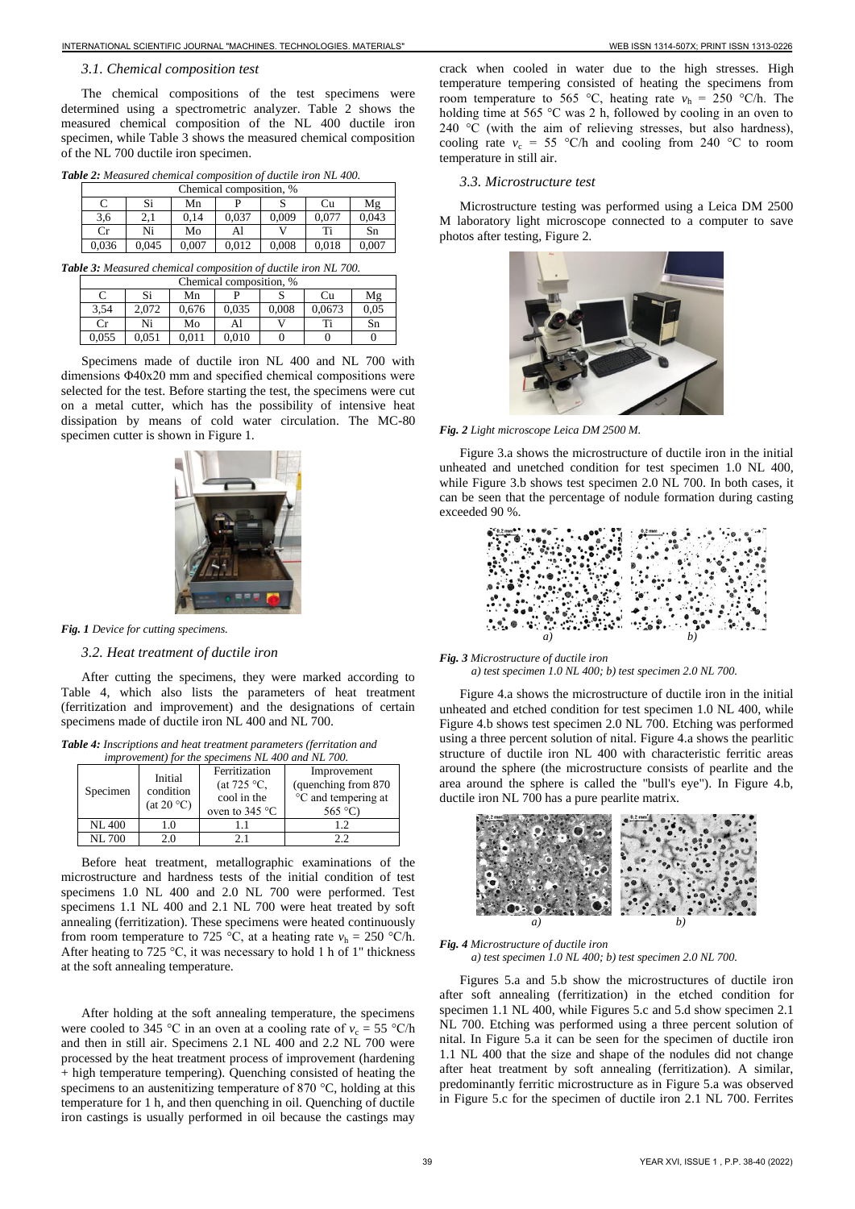### 3.1. Chemical composition test

The chemical compositions of the test specimens were determined using a spectrometric analyzer. Table 2 shows the measured chemical composition of the NL 400 ductile iron specimen, while Table 3 shows the measured chemical composition of the NL 700 ductile iron specimen.

*Table 2: Measured chemical composition of ductile iron NL 400.*

| Chemical composition, % | | | | | | |
|---|---|---|---|---|---|---|
| C | Si | Mn | P | S | Cu | Mg |
| 3,6 | 2,1 | 0,14 | 0,037 | 0,009 | 0,077 | 0,043 |
| Cr | Ni | Mo | Al | V | Ti | Sn |
| 0,036 | 0,045 | 0,007 | 0,012 | 0,008 | 0,018 | 0,007 |

*Table 3: Measured chemical composition of ductile iron NL 700.*

| Chemical composition, % | | | | | | |
|---|---|---|---|---|---|---|
| C | Si | Mn | P | S | Cu | Mg |
| 3,54 | 2,072 | 0,676 | 0,035 | 0,008 | 0,0673 | 0,05 |
| Cr | Ni | Mo | Al | V | Ti | Sn |
| 0,055 | 0,051 | 0,011 | 0,010 | 0 | 0 | 0 |

Specimens made of ductile iron NL 400 and NL 700 with dimensions Φ40x20 mm and specified chemical compositions were selected for the test. Before starting the test, the specimens were cut on a metal cutter, which has the possibility of intensive heat dissipation by means of cold water circulation. The MC-80 specimen cutter is shown in Figure 1.

*Fig. 1 Device for cutting specimens.*

### 3.2. Heat treatment of ductile iron

After cutting the specimens, they were marked according to Table 4, which also lists the parameters of heat treatment (ferritization and improvement) and the designations of certain specimens made of ductile iron NL 400 and NL 700.

*Table 4: Inscriptions and heat treatment parameters (ferritation and improvement) for the specimens NL 400 and NL 700.*

| Specimen | Initial condition (at 20 °C) | Ferritization (at 725 °C, cool in the oven to 345 °C | Improvement (quenching from 870 °C and tempering at 565 °C) |
|---|---|---|---|
| NL 400 | 1.0 | 1.1 | 1.2 |
| NL 700 | 2.0 | 2.1 | 2.2 |

Before heat treatment, metallographic examinations of the microstructure and hardness tests of the initial condition of test specimens 1.0 NL 400 and 2.0 NL 700 were performed. Test specimens 1.1 NL 400 and 2.1 NL 700 were heat treated by soft annealing (ferritization). These specimens were heated continuously from room temperature to 725 °C, at a heating rate $v_h$ = 250 °C/h. After heating to 725 °C, it was necessary to hold 1 h of 1" thickness at the soft annealing temperature.

After holding at the soft annealing temperature, the specimens were cooled to 345 °C in an oven at a cooling rate of $v_c$ = 55 °C/h and then in still air. Specimens 2.1 NL 400 and 2.2 NL 700 were processed by the heat treatment process of improvement (hardening + high temperature tempering). Quenching consisted of heating the specimens to an austenitizing temperature of 870 °C, holding at this temperature for 1 h, and then quenching in oil. Quenching of ductile iron castings is usually performed in oil because the castings may crack when cooled in water due to the high stresses. High temperature tempering consisted of heating the specimens from room temperature to 565 °C, heating rate $v_h$ = 250 °C/h. The holding time at 565 °C was 2 h, followed by cooling in an oven to 240 °C (with the aim of relieving stresses, but also hardness), cooling rate $v_c$ = 55 °C/h and cooling from 240 °C to room temperature in still air.

### 3.3. Microstructure test

Microstructure testing was performed using a Leica DM 2500 M laboratory light microscope connected to a computer to save photos after testing, Figure 2.

*Fig. 2 Light microscope Leica DM 2500 M.*

Figure 3.a shows the microstructure of ductile iron in the initial unheated and unetched condition for test specimen 1.0 NL 400, while Figure 3.b shows test specimen 2.0 NL 700. In both cases, it can be seen that the percentage of nodule formation during casting exceeded 90 %.

*Fig. 3 Microstructure of ductile iron*
*a) test specimen 1.0 NL 400; b) test specimen 2.0 NL 700.*

Figure 4.a shows the microstructure of ductile iron in the initial unheated and etched condition for test specimen 1.0 NL 400, while Figure 4.b shows test specimen 2.0 NL 700. Etching was performed using a three percent solution of nital. Figure 4.a shows the pearlitic structure of ductile iron NL 400 with characteristic ferritic areas around the sphere (the microstructure consists of pearlite and the area around the sphere is called the "bull's eye"). In Figure 4.b, ductile iron NL 700 has a pure pearlite matrix.

*Fig. 4 Microstructure of ductile iron*
*a) test specimen 1.0 NL 400; b) test specimen 2.0 NL 700.*

Figures 5.a and 5.b show the microstructures of ductile iron after soft annealing (ferritization) in the etched condition for specimen 1.1 NL 400, while Figures 5.c and 5.d show specimen 2.1 NL 700. Etching was performed using a three percent solution of nital. In Figure 5.a it can be seen for the specimen of ductile iron 1.1 NL 400 that the size and shape of the nodules did not change after heat treatment by soft annealing (ferritization). A similar, predominantly ferritic microstructure as in Figure 5.a was observed in Figure 5.c for the specimen of ductile iron 2.1 NL 700. Ferrites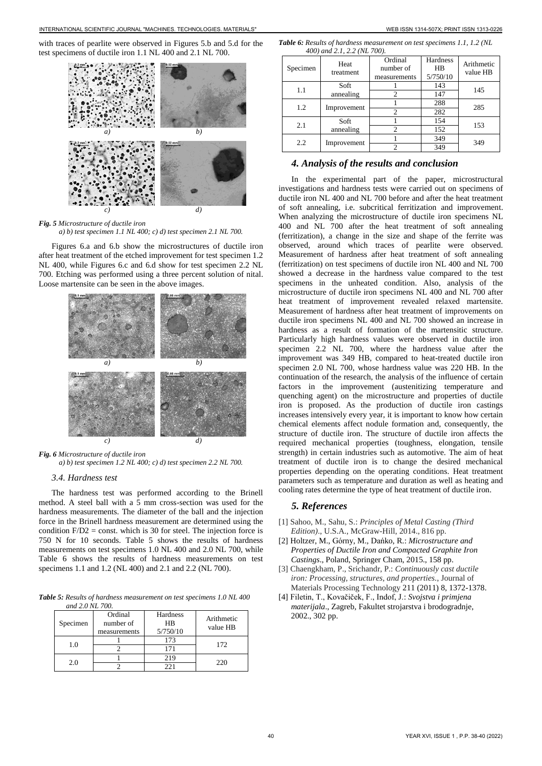with traces of pearlite were observed in Figures 5.b and 5.d for the test specimens of ductile iron 1.1 NL 400 and 2.1 NL 700.

*Fig. 5 Microstructure of ductile iron*
*a) b) test specimen 1.1 NL 400; c) d) test specimen 2.1 NL 700.*

Figures 6.a and 6.b show the microstructures of ductile iron after heat treatment of the etched improvement for test specimen 1.2 NL 400, while Figures 6.c and 6.d show for test specimen 2.2 NL 700. Etching was performed using a three percent solution of nital. Loose martensite can be seen in the above images.

*Fig. 6 Microstructure of ductile iron*
*a) b) test specimen 1.2 NL 400; c) d) test specimen 2.2 NL 700.*

### *3.4. Hardness test*

The hardness test was performed according to the Brinell method. A steel ball with a 5 mm cross-section was used for the hardness measurements. The diameter of the ball and the injection force in the Brinell hardness measurement are determined using the condition F/D2 = const. which is 30 for steel. The injection force is 750 N for 10 seconds. Table 5 shows the results of hardness measurements on test specimens 1.0 NL 400 and 2.0 NL 700, while Table 6 shows the results of hardness measurements on test specimens 1.1 and 1.2 (NL 400) and 2.1 and 2.2 (NL 700).

***Table 5:** Results of hardness measurement on test specimens 1.0 NL 400 and 2.0 NL 700.*

| Specimen | Ordinal number of measurements | Hardness HB 5/750/10 | Arithmetic value HB |
|---|---|---|---|
| 1.0 | 1 | 173 | 172 |
| | 2 | 171 | |
| 2.0 | 1 | 219 | 220 |
| | 2 | 221 | |

***Table 6:** Results of hardness measurement on test specimens 1.1, 1.2 (NL 400) and 2.1, 2.2 (NL 700).*

| Specimen | Heat treatment | Ordinal number of measurements | Hardness HB 5/750/10 | Arithmetic value HB |
|---|---|---|---|---|
| 1.1 | Soft annealing | 1 | 143 | 145 |
| | | 2 | 147 | |
| 1.2 | Improvement | 1 | 288 | 285 |
| | | 2 | 282 | |
| 2.1 | Soft annealing | 1 | 154 | 153 |
| | | 2 | 152 | |
| 2.2 | Improvement | 1 | 349 | 349 |
| | | 2 | 349 | |

## *4. Analysis of the results and conclusion*

In the experimental part of the paper, microstructural investigations and hardness tests were carried out on specimens of ductile iron NL 400 and NL 700 before and after the heat treatment of soft annealing, i.e. subcritical ferritization and improvement. When analyzing the microstructure of ductile iron specimens NL 400 and NL 700 after the heat treatment of soft annealing (ferritization), a change in the size and shape of the ferrite was observed, around which traces of pearlite were observed. Measurement of hardness after heat treatment of soft annealing (ferritization) on test specimens of ductile iron NL 400 and NL 700 showed a decrease in the hardness value compared to the test specimens in the unheated condition. Also, analysis of the microstructure of ductile iron specimens NL 400 and NL 700 after heat treatment of improvement revealed relaxed martensite. Measurement of hardness after heat treatment of improvements on ductile iron specimens NL 400 and NL 700 showed an increase in hardness as a result of formation of the martensitic structure. Particularly high hardness values were observed in ductile iron specimen 2.2 NL 700, where the hardness value after the improvement was 349 HB, compared to heat-treated ductile iron specimen 2.0 NL 700, whose hardness value was 220 HB. In the continuation of the research, the analysis of the influence of certain factors in the improvement (austenitizing temperature and quenching agent) on the microstructure and properties of ductile iron is proposed. As the production of ductile iron castings increases intensively every year, it is important to know how certain chemical elements affect nodule formation and, consequently, the structure of ductile iron. The structure of ductile iron affects the required mechanical properties (toughness, elongation, tensile strength) in certain industries such as automotive. The aim of heat treatment of ductile iron is to change the desired mechanical properties depending on the operating conditions. Heat treatment parameters such as temperature and duration as well as heating and cooling rates determine the type of heat treatment of ductile iron.

## *5. References*

[1] Sahoo, M., Sahu, S.: *Principles of Metal Casting (Third Edition)*., U.S.A., McGraw-Hill, 2014., 816 pp.
[2] Holtzer, M., Górny, M., Dańko, R.: *Microstructure and Properties of Ductile Iron and Compacted Graphite Iron Castings*., Poland, Springer Cham, 2015., 158 pp.
[3] Chaengkham, P., Srichandr, P.: *Continuously cast ductile iron: Processing, structures, and properties.*, Journal of Materials Processing Technology 211 (2011) 8, 1372-1378.
[4] Filetin, T., Kovačiček, F., Indof, J.: *Svojstva i primjena materijala*., Zagreb, Fakultet strojarstva i brodogradnje, 2002., 302 pp.